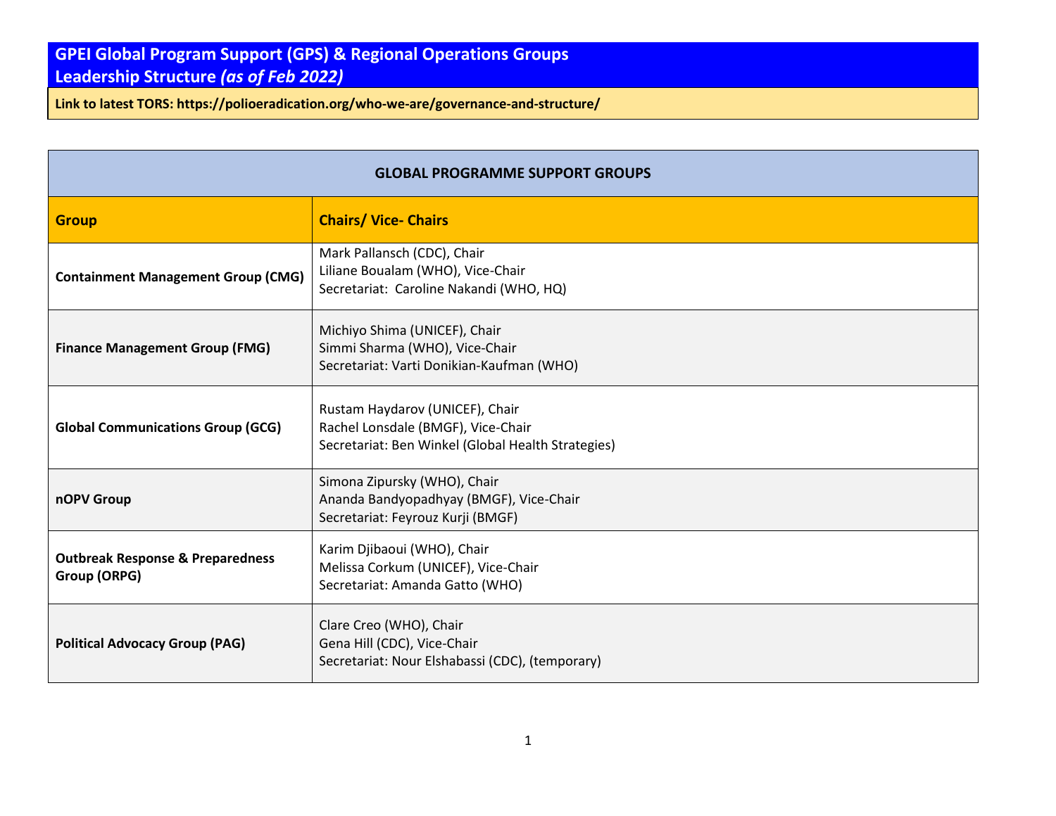# GPEI Global Program Support (GPS) & Regional Operations Groups Leadership Structure *(as of Feb 2022)*

**Link to latest TORS: https://polioeradication.org/who-we-are/governance-and-structure/**

| **GLOBAL PROGRAMME SUPPORT GROUPS** | |
|---|---|
| **Group** | **Chairs/ Vice- Chairs** |
| **Containment Management Group (CMG)** | Mark Pallansch (CDC), Chair<br>Liliane Boualam (WHO), Vice-Chair<br>Secretariat: Caroline Nakandi (WHO, HQ) |
| **Finance Management Group (FMG)** | Michiyo Shima (UNICEF), Chair<br>Simmi Sharma (WHO), Vice-Chair<br>Secretariat: Varti Donikian-Kaufman (WHO) |
| **Global Communications Group (GCG)** | Rustam Haydarov (UNICEF), Chair<br>Rachel Lonsdale (BMGF), Vice-Chair<br>Secretariat: Ben Winkel (Global Health Strategies) |
| **nOPV Group** | Simona Zipursky (WHO), Chair<br>Ananda Bandyopadhyay (BMGF), Vice-Chair<br>Secretariat: Feyrouz Kurji (BMGF) |
| **Outbreak Response & Preparedness Group (ORPG)** | Karim Djibaoui (WHO), Chair<br>Melissa Corkum (UNICEF), Vice-Chair<br>Secretariat: Amanda Gatto (WHO) |
| **Political Advocacy Group (PAG)** | Clare Creo (WHO), Chair<br>Gena Hill (CDC), Vice-Chair<br>Secretariat: Nour Elshabassi (CDC), (temporary) |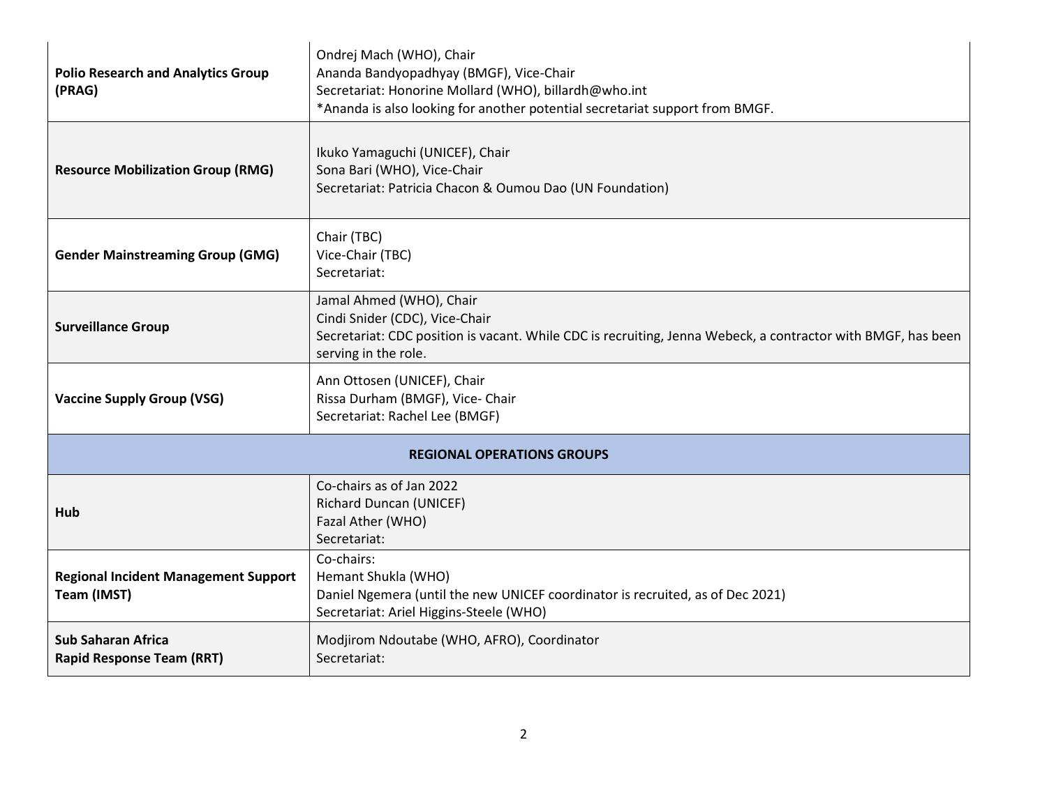| | |
|---|---|
| **Polio Research and Analytics Group (PRAG)** | Ondrej Mach (WHO), Chair<br>Ananda Bandyopadhyay (BMGF), Vice-Chair<br>Secretariat: Honorine Mollard (WHO), billardh@who.int<br>*Ananda is also looking for another potential secretariat support from BMGF. |
| **Resource Mobilization Group (RMG)** | Ikuko Yamaguchi (UNICEF), Chair<br>Sona Bari (WHO), Vice-Chair<br>Secretariat: Patricia Chacon & Oumou Dao (UN Foundation) |
| **Gender Mainstreaming Group (GMG)** | Chair (TBC)<br>Vice-Chair (TBC)<br>Secretariat: |
| **Surveillance Group** | Jamal Ahmed (WHO), Chair<br>Cindi Snider (CDC), Vice-Chair<br>Secretariat: CDC position is vacant. While CDC is recruiting, Jenna Webeck, a contractor with BMGF, has been serving in the role. |
| **Vaccine Supply Group (VSG)** | Ann Ottosen (UNICEF), Chair<br>Rissa Durham (BMGF), Vice- Chair<br>Secretariat: Rachel Lee (BMGF) |
| **REGIONAL OPERATIONS GROUPS** | |
| **Hub** | Co-chairs as of Jan 2022<br>Richard Duncan (UNICEF)<br>Fazal Ather (WHO)<br>Secretariat: |
| **Regional Incident Management Support Team (IMST)** | Co-chairs:<br>Hemant Shukla (WHO)<br>Daniel Ngemera (until the new UNICEF coordinator is recruited, as of Dec 2021)<br>Secretariat: Ariel Higgins-Steele (WHO) |
| **Sub Saharan Africa Rapid Response Team (RRT)** | Modjirom Ndoutabe (WHO, AFRO), Coordinator<br>Secretariat: |